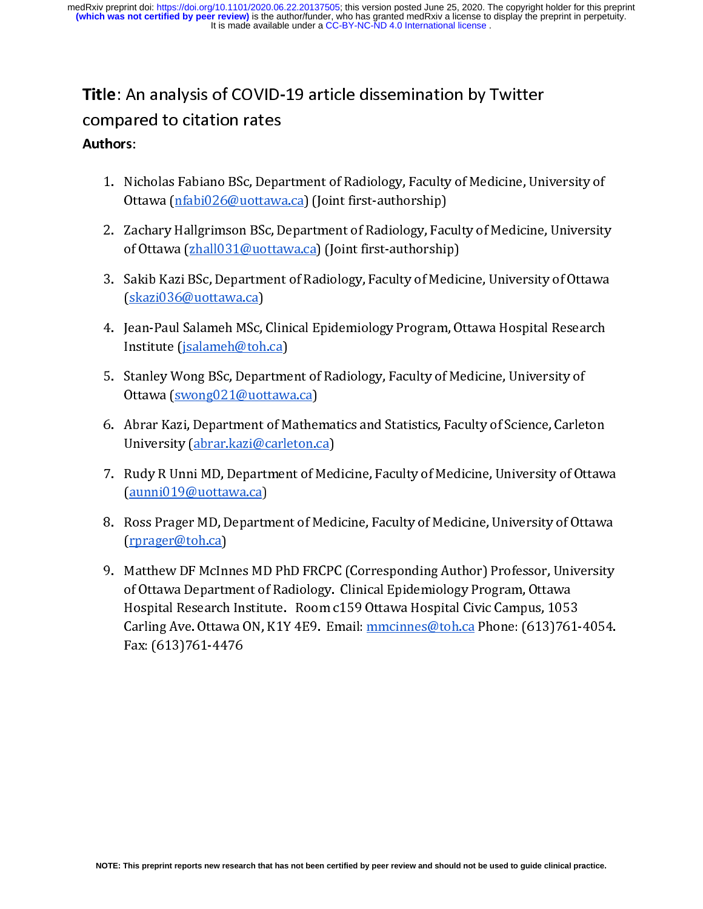**Title**: An analysis of COVID-19 article dissemination by Twitter compared to citation rates

**Authors**:

1. Nicholas Fabiano BSc, Department of Radiology, Faculty of Medicine, University of Ottawa (nfabi026@uottawa.ca) (Joint first-authorship)
2. Zachary Hallgrimson BSc, Department of Radiology, Faculty of Medicine, University of Ottawa (zhall031@uottawa.ca) (Joint first-authorship)
3. Sakib Kazi BSc, Department of Radiology, Faculty of Medicine, University of Ottawa (skazi036@uottawa.ca)
4. Jean-Paul Salameh MSc, Clinical Epidemiology Program, Ottawa Hospital Research Institute (jsalameh@toh.ca)
5. Stanley Wong BSc, Department of Radiology, Faculty of Medicine, University of Ottawa (swong021@uottawa.ca)
6. Abrar Kazi, Department of Mathematics and Statistics, Faculty of Science, Carleton University (abrar.kazi@carleton.ca)
7. Rudy R Unni MD, Department of Medicine, Faculty of Medicine, University of Ottawa (aunni019@uottawa.ca)
8. Ross Prager MD, Department of Medicine, Faculty of Medicine, University of Ottawa (rprager@toh.ca)
9. Matthew DF McInnes MD PhD FRCPC (Corresponding Author) Professor, University of Ottawa Department of Radiology. Clinical Epidemiology Program, Ottawa Hospital Research Institute. Room c159 Ottawa Hospital Civic Campus, 1053 Carling Ave. Ottawa ON, K1Y 4E9. Email: mmcinnes@toh.ca Phone: (613)761-4054. Fax: (613)761-4476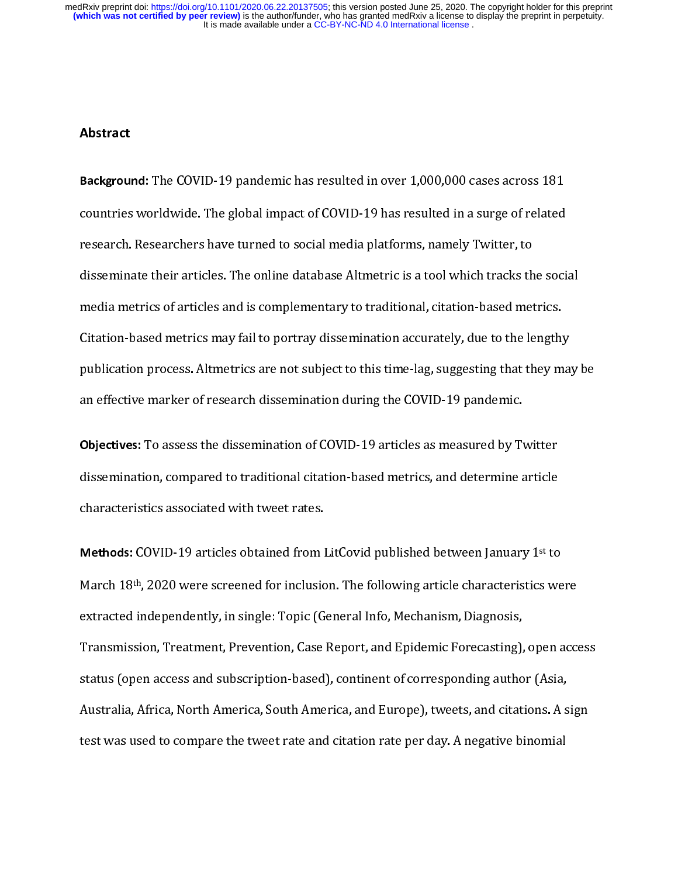## Abstract

**Background:** The COVID-19 pandemic has resulted in over 1,000,000 cases across 181 countries worldwide. The global impact of COVID-19 has resulted in a surge of related research. Researchers have turned to social media platforms, namely Twitter, to disseminate their articles. The online database Altmetric is a tool which tracks the social media metrics of articles and is complementary to traditional, citation-based metrics. Citation-based metrics may fail to portray dissemination accurately, due to the lengthy publication process. Altmetrics are not subject to this time-lag, suggesting that they may be an effective marker of research dissemination during the COVID-19 pandemic.

**Objectives:** To assess the dissemination of COVID-19 articles as measured by Twitter dissemination, compared to traditional citation-based metrics, and determine article characteristics associated with tweet rates.

**Methods:** COVID-19 articles obtained from LitCovid published between January 1st to March 18th, 2020 were screened for inclusion. The following article characteristics were extracted independently, in single: Topic (General Info, Mechanism, Diagnosis, Transmission, Treatment, Prevention, Case Report, and Epidemic Forecasting), open access status (open access and subscription-based), continent of corresponding author (Asia, Australia, Africa, North America, South America, and Europe), tweets, and citations. A sign test was used to compare the tweet rate and citation rate per day. A negative binomial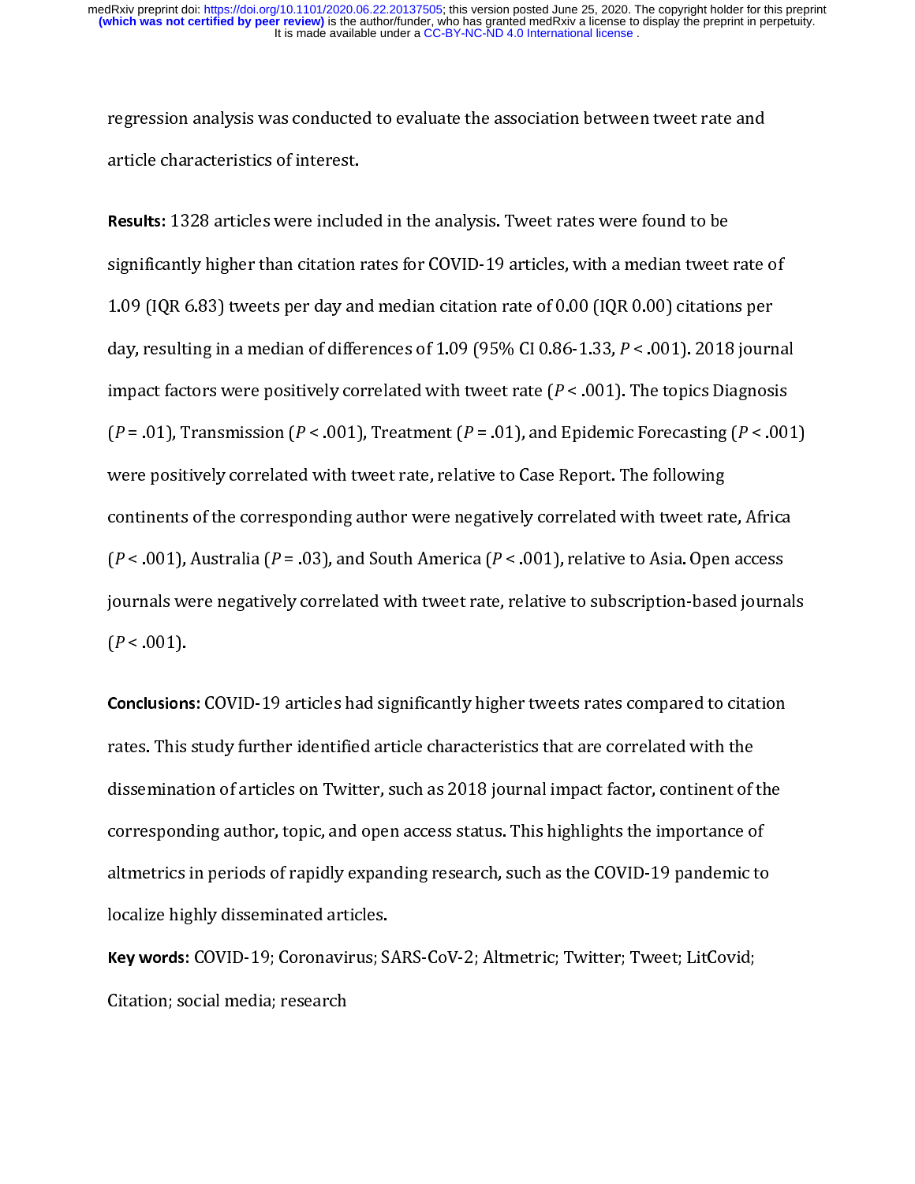regression analysis was conducted to evaluate the association between tweet rate and article characteristics of interest.

**Results:** 1328 articles were included in the analysis. Tweet rates were found to be significantly higher than citation rates for COVID-19 articles, with a median tweet rate of 1.09 (IQR 6.83) tweets per day and median citation rate of 0.00 (IQR 0.00) citations per day, resulting in a median of differences of 1.09 (95% CI 0.86-1.33, $P < .001$). 2018 journal impact factors were positively correlated with tweet rate ($P < .001$). The topics Diagnosis ($P = .01$), Transmission ($P < .001$), Treatment ($P = .01$), and Epidemic Forecasting ($P < .001$) were positively correlated with tweet rate, relative to Case Report. The following continents of the corresponding author were negatively correlated with tweet rate, Africa ($P < .001$), Australia ($P = .03$), and South America ($P < .001$), relative to Asia. Open access journals were negatively correlated with tweet rate, relative to subscription-based journals ($P < .001$).

**Conclusions:** COVID-19 articles had significantly higher tweets rates compared to citation rates. This study further identified article characteristics that are correlated with the dissemination of articles on Twitter, such as 2018 journal impact factor, continent of the corresponding author, topic, and open access status. This highlights the importance of altmetrics in periods of rapidly expanding research, such as the COVID-19 pandemic to localize highly disseminated articles.

**Key words:** COVID-19; Coronavirus; SARS-CoV-2; Altmetric; Twitter; Tweet; LitCovid; Citation; social media; research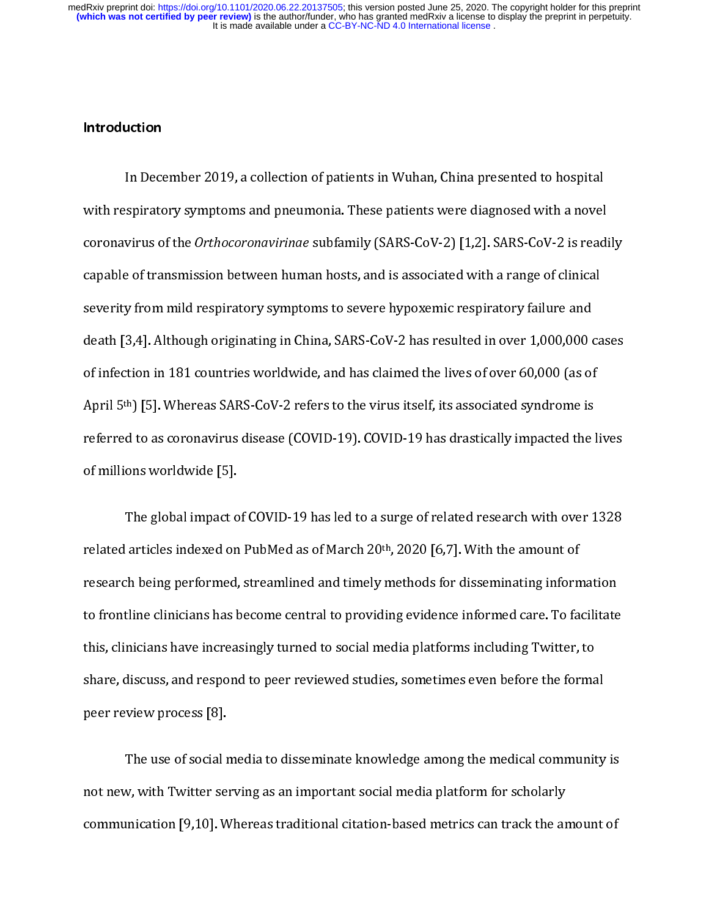## Introduction

In December 2019, a collection of patients in Wuhan, China presented to hospital with respiratory symptoms and pneumonia. These patients were diagnosed with a novel coronavirus of the *Orthocoronavirinae* subfamily (SARS-CoV-2) [1,2]. SARS-CoV-2 is readily capable of transmission between human hosts, and is associated with a range of clinical severity from mild respiratory symptoms to severe hypoxemic respiratory failure and death [3,4]. Although originating in China, SARS-CoV-2 has resulted in over 1,000,000 cases of infection in 181 countries worldwide, and has claimed the lives of over 60,000 (as of April 5th) [5]. Whereas SARS-CoV-2 refers to the virus itself, its associated syndrome is referred to as coronavirus disease (COVID-19). COVID-19 has drastically impacted the lives of millions worldwide [5].

The global impact of COVID-19 has led to a surge of related research with over 1328 related articles indexed on PubMed as of March 20th, 2020 [6,7]. With the amount of research being performed, streamlined and timely methods for disseminating information to frontline clinicians has become central to providing evidence informed care. To facilitate this, clinicians have increasingly turned to social media platforms including Twitter, to share, discuss, and respond to peer reviewed studies, sometimes even before the formal peer review process [8].

The use of social media to disseminate knowledge among the medical community is not new, with Twitter serving as an important social media platform for scholarly communication [9,10]. Whereas traditional citation-based metrics can track the amount of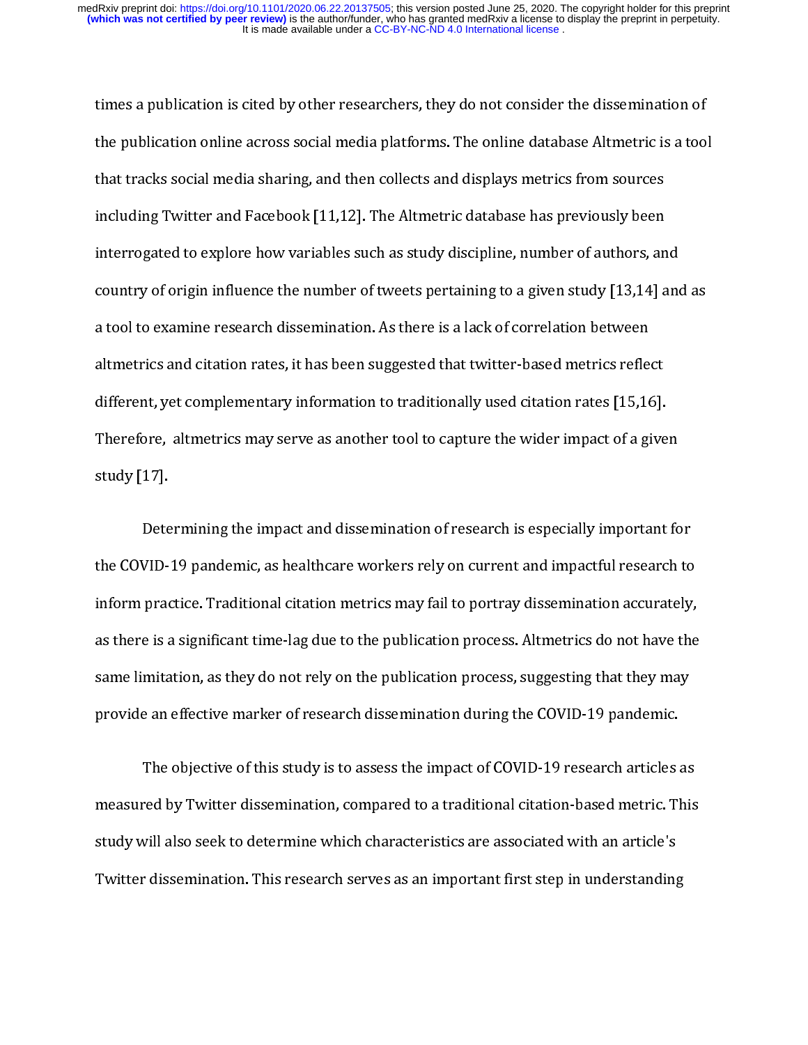times a publication is cited by other researchers, they do not consider the dissemination of the publication online across social media platforms. The online database Altmetric is a tool that tracks social media sharing, and then collects and displays metrics from sources including Twitter and Facebook [11,12]. The Altmetric database has previously been interrogated to explore how variables such as study discipline, number of authors, and country of origin influence the number of tweets pertaining to a given study [13,14] and as a tool to examine research dissemination. As there is a lack of correlation between altmetrics and citation rates, it has been suggested that twitter-based metrics reflect different, yet complementary information to traditionally used citation rates [15,16]. Therefore, altmetrics may serve as another tool to capture the wider impact of a given study [17].

Determining the impact and dissemination of research is especially important for the COVID-19 pandemic, as healthcare workers rely on current and impactful research to inform practice. Traditional citation metrics may fail to portray dissemination accurately, as there is a significant time-lag due to the publication process. Altmetrics do not have the same limitation, as they do not rely on the publication process, suggesting that they may provide an effective marker of research dissemination during the COVID-19 pandemic.

The objective of this study is to assess the impact of COVID-19 research articles as measured by Twitter dissemination, compared to a traditional citation-based metric. This study will also seek to determine which characteristics are associated with an article's Twitter dissemination. This research serves as an important first step in understanding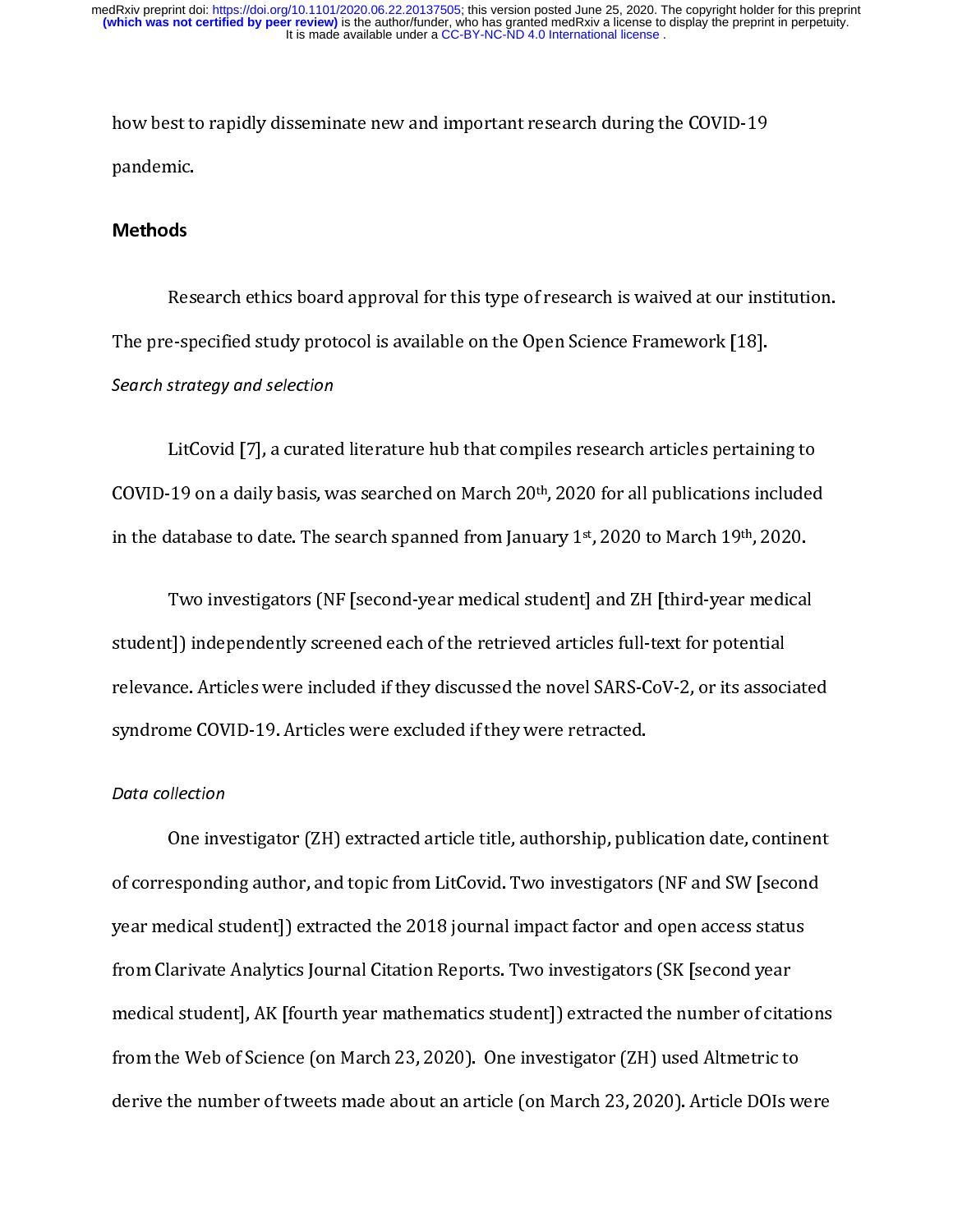how best to rapidly disseminate new and important research during the COVID-19 pandemic.

## Methods

Research ethics board approval for this type of research is waived at our institution. The pre-specified study protocol is available on the Open Science Framework [18].

*Search strategy and selection*

LitCovid [7], a curated literature hub that compiles research articles pertaining to COVID-19 on a daily basis, was searched on March 20th, 2020 for all publications included in the database to date. The search spanned from January 1st, 2020 to March 19th, 2020.

Two investigators (NF [second-year medical student] and ZH [third-year medical student]) independently screened each of the retrieved articles full-text for potential relevance. Articles were included if they discussed the novel SARS-CoV-2, or its associated syndrome COVID-19. Articles were excluded if they were retracted.

*Data collection*

One investigator (ZH) extracted article title, authorship, publication date, continent of corresponding author, and topic from LitCovid. Two investigators (NF and SW [second year medical student]) extracted the 2018 journal impact factor and open access status from Clarivate Analytics Journal Citation Reports. Two investigators (SK [second year medical student], AK [fourth year mathematics student]) extracted the number of citations from the Web of Science (on March 23, 2020). One investigator (ZH) used Altmetric to derive the number of tweets made about an article (on March 23, 2020). Article DOIs were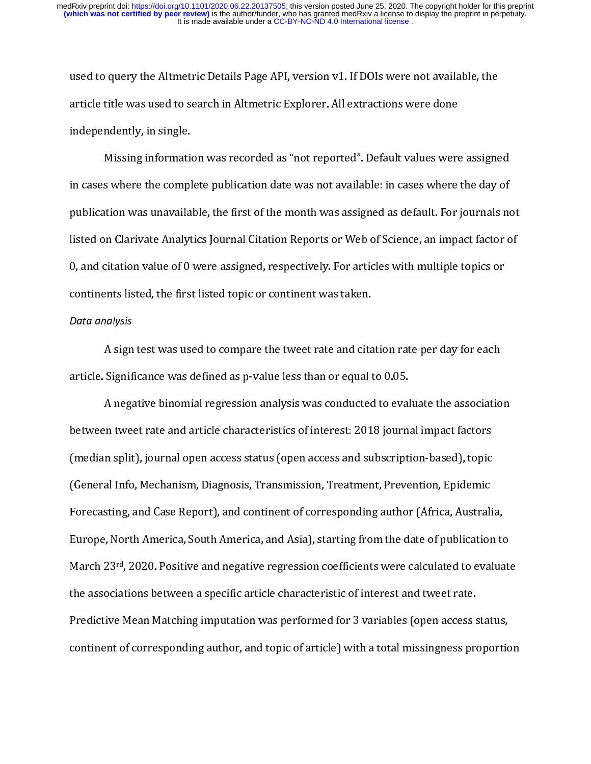used to query the Altmetric Details Page API, version v1. If DOIs were not available, the article title was used to search in Altmetric Explorer. All extractions were done independently, in single.

Missing information was recorded as "not reported". Default values were assigned in cases where the complete publication date was not available: in cases where the day of publication was unavailable, the first of the month was assigned as default. For journals not listed on Clarivate Analytics Journal Citation Reports or Web of Science, an impact factor of 0, and citation value of 0 were assigned, respectively. For articles with multiple topics or continents listed, the first listed topic or continent was taken.

*Data analysis*

A sign test was used to compare the tweet rate and citation rate per day for each article. Significance was defined as p-value less than or equal to 0.05.

A negative binomial regression analysis was conducted to evaluate the association between tweet rate and article characteristics of interest: 2018 journal impact factors (median split), journal open access status (open access and subscription-based), topic (General Info, Mechanism, Diagnosis, Transmission, Treatment, Prevention, Epidemic Forecasting, and Case Report), and continent of corresponding author (Africa, Australia, Europe, North America, South America, and Asia), starting from the date of publication to March 23rd, 2020. Positive and negative regression coefficients were calculated to evaluate the associations between a specific article characteristic of interest and tweet rate. Predictive Mean Matching imputation was performed for 3 variables (open access status, continent of corresponding author, and topic of article) with a total missingness proportion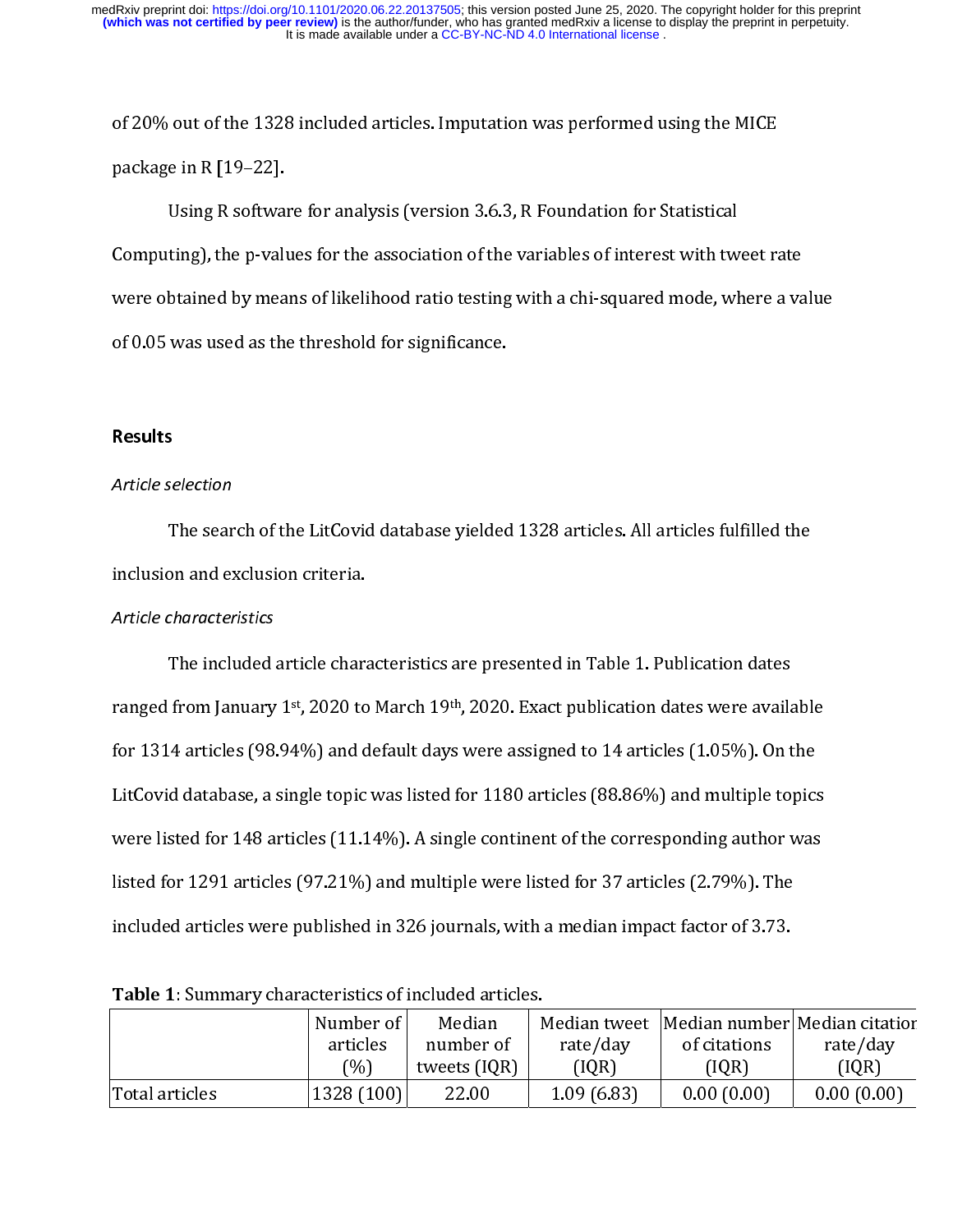of 20% out of the 1328 included articles. Imputation was performed using the MICE package in R [19–22].

Using R software for analysis (version 3.6.3, R Foundation for Statistical Computing), the p-values for the association of the variables of interest with tweet rate were obtained by means of likelihood ratio testing with a chi-squared mode, where a value of 0.05 was used as the threshold for significance.

## Results

### *Article selection*

The search of the LitCovid database yielded 1328 articles. All articles fulfilled the inclusion and exclusion criteria.

### *Article characteristics*

The included article characteristics are presented in Table 1. Publication dates ranged from January 1st, 2020 to March 19th, 2020. Exact publication dates were available for 1314 articles (98.94%) and default days were assigned to 14 articles (1.05%). On the LitCovid database, a single topic was listed for 1180 articles (88.86%) and multiple topics were listed for 148 articles (11.14%). A single continent of the corresponding author was listed for 1291 articles (97.21%) and multiple were listed for 37 articles (2.79%). The included articles were published in 326 journals, with a median impact factor of 3.73.

**Table 1**: Summary characteristics of included articles.

| | Number of articles (%) | Median number of tweets (IQR) | Median tweet rate/day (IQR) | Median number of citations (IQR) | Median citation rate/day (IQR) |
|---|---|---|---|---|---|
| Total articles | 1328 (100) | 22.00 | 1.09 (6.83) | 0.00 (0.00) | 0.00 (0.00) |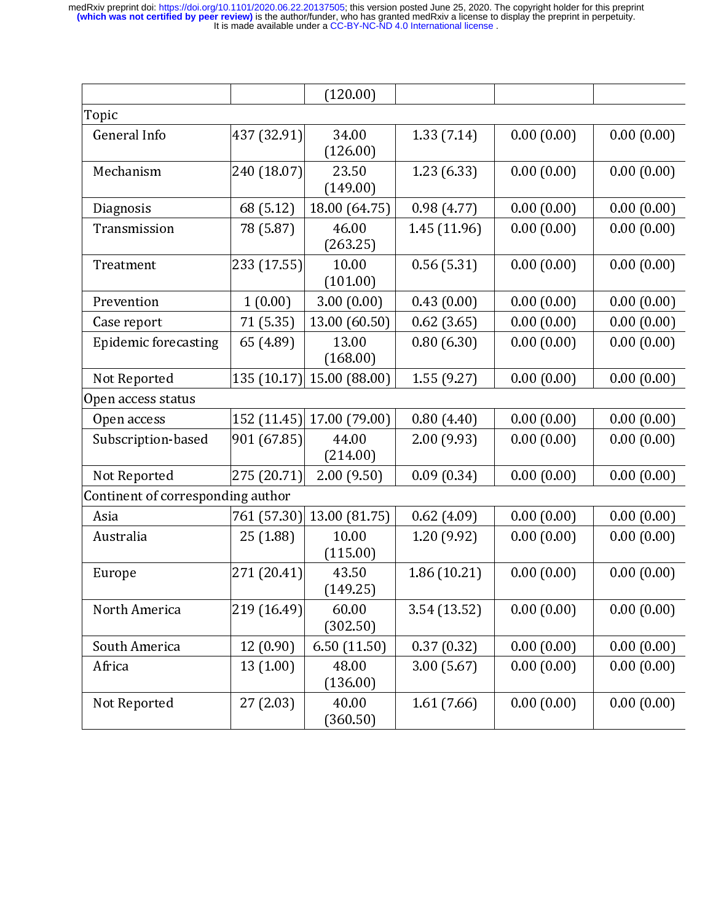| | | | | | |
|---|---|---|---|---|---|
| | | (120.00) | | | |
| Topic | | | | | |
| General Info | 437 (32.91) | 34.00 (126.00) | 1.33 (7.14) | 0.00 (0.00) | 0.00 (0.00) |
| Mechanism | 240 (18.07) | 23.50 (149.00) | 1.23 (6.33) | 0.00 (0.00) | 0.00 (0.00) |
| Diagnosis | 68 (5.12) | 18.00 (64.75) | 0.98 (4.77) | 0.00 (0.00) | 0.00 (0.00) |
| Transmission | 78 (5.87) | 46.00 (263.25) | 1.45 (11.96) | 0.00 (0.00) | 0.00 (0.00) |
| Treatment | 233 (17.55) | 10.00 (101.00) | 0.56 (5.31) | 0.00 (0.00) | 0.00 (0.00) |
| Prevention | 1 (0.00) | 3.00 (0.00) | 0.43 (0.00) | 0.00 (0.00) | 0.00 (0.00) |
| Case report | 71 (5.35) | 13.00 (60.50) | 0.62 (3.65) | 0.00 (0.00) | 0.00 (0.00) |
| Epidemic forecasting | 65 (4.89) | 13.00 (168.00) | 0.80 (6.30) | 0.00 (0.00) | 0.00 (0.00) |
| Not Reported | 135 (10.17) | 15.00 (88.00) | 1.55 (9.27) | 0.00 (0.00) | 0.00 (0.00) |
| Open access status | | | | | |
| Open access | 152 (11.45) | 17.00 (79.00) | 0.80 (4.40) | 0.00 (0.00) | 0.00 (0.00) |
| Subscription-based | 901 (67.85) | 44.00 (214.00) | 2.00 (9.93) | 0.00 (0.00) | 0.00 (0.00) |
| Not Reported | 275 (20.71) | 2.00 (9.50) | 0.09 (0.34) | 0.00 (0.00) | 0.00 (0.00) |
| Continent of corresponding author | | | | | |
| Asia | 761 (57.30) | 13.00 (81.75) | 0.62 (4.09) | 0.00 (0.00) | 0.00 (0.00) |
| Australia | 25 (1.88) | 10.00 (115.00) | 1.20 (9.92) | 0.00 (0.00) | 0.00 (0.00) |
| Europe | 271 (20.41) | 43.50 (149.25) | 1.86 (10.21) | 0.00 (0.00) | 0.00 (0.00) |
| North America | 219 (16.49) | 60.00 (302.50) | 3.54 (13.52) | 0.00 (0.00) | 0.00 (0.00) |
| South America | 12 (0.90) | 6.50 (11.50) | 0.37 (0.32) | 0.00 (0.00) | 0.00 (0.00) |
| Africa | 13 (1.00) | 48.00 (136.00) | 3.00 (5.67) | 0.00 (0.00) | 0.00 (0.00) |
| Not Reported | 27 (2.03) | 40.00 (360.50) | 1.61 (7.66) | 0.00 (0.00) | 0.00 (0.00) |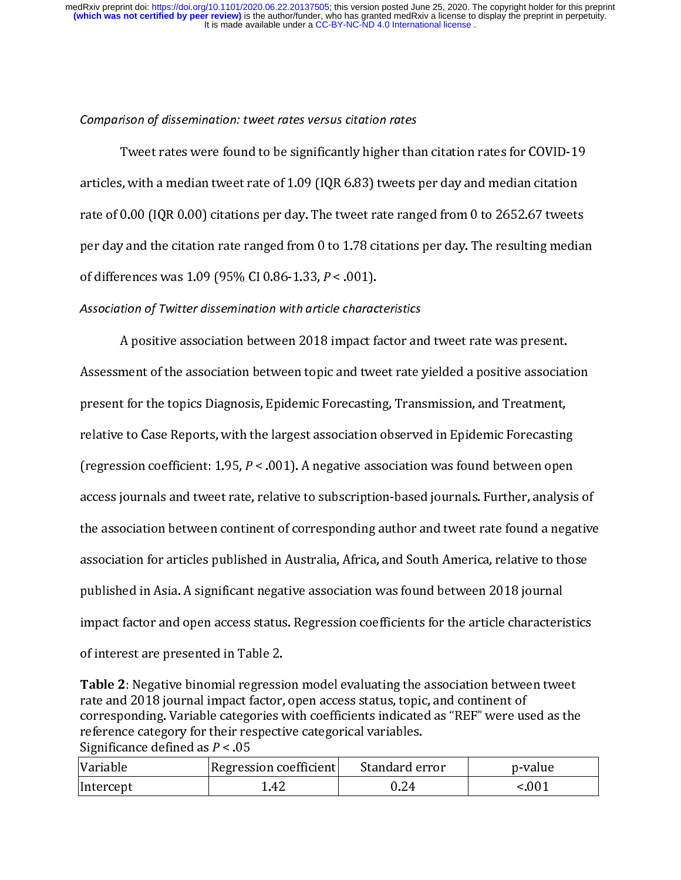*Comparison of dissemination: tweet rates versus citation rates*

Tweet rates were found to be significantly higher than citation rates for COVID-19 articles, with a median tweet rate of 1.09 (IQR 6.83) tweets per day and median citation rate of 0.00 (IQR 0.00) citations per day. The tweet rate ranged from 0 to 2652.67 tweets per day and the citation rate ranged from 0 to 1.78 citations per day. The resulting median of differences was 1.09 (95% CI 0.86-1.33, $P < .001$).

*Association of Twitter dissemination with article characteristics*

A positive association between 2018 impact factor and tweet rate was present. Assessment of the association between topic and tweet rate yielded a positive association present for the topics Diagnosis, Epidemic Forecasting, Transmission, and Treatment, relative to Case Reports, with the largest association observed in Epidemic Forecasting (regression coefficient: 1.95, $P < .001$). A negative association was found between open access journals and tweet rate, relative to subscription-based journals. Further, analysis of the association between continent of corresponding author and tweet rate found a negative association for articles published in Australia, Africa, and South America, relative to those published in Asia. A significant negative association was found between 2018 journal impact factor and open access status. Regression coefficients for the article characteristics of interest are presented in Table 2.

**Table 2**: Negative binomial regression model evaluating the association between tweet rate and 2018 journal impact factor, open access status, topic, and continent of corresponding. Variable categories with coefficients indicated as "REF" were used as the reference category for their respective categorical variables.
Significance defined as $P < .05$

| Variable | Regression coefficient | Standard error | p-value |
|---|---|---|---|
| Intercept | 1.42 | 0.24 | <.001 |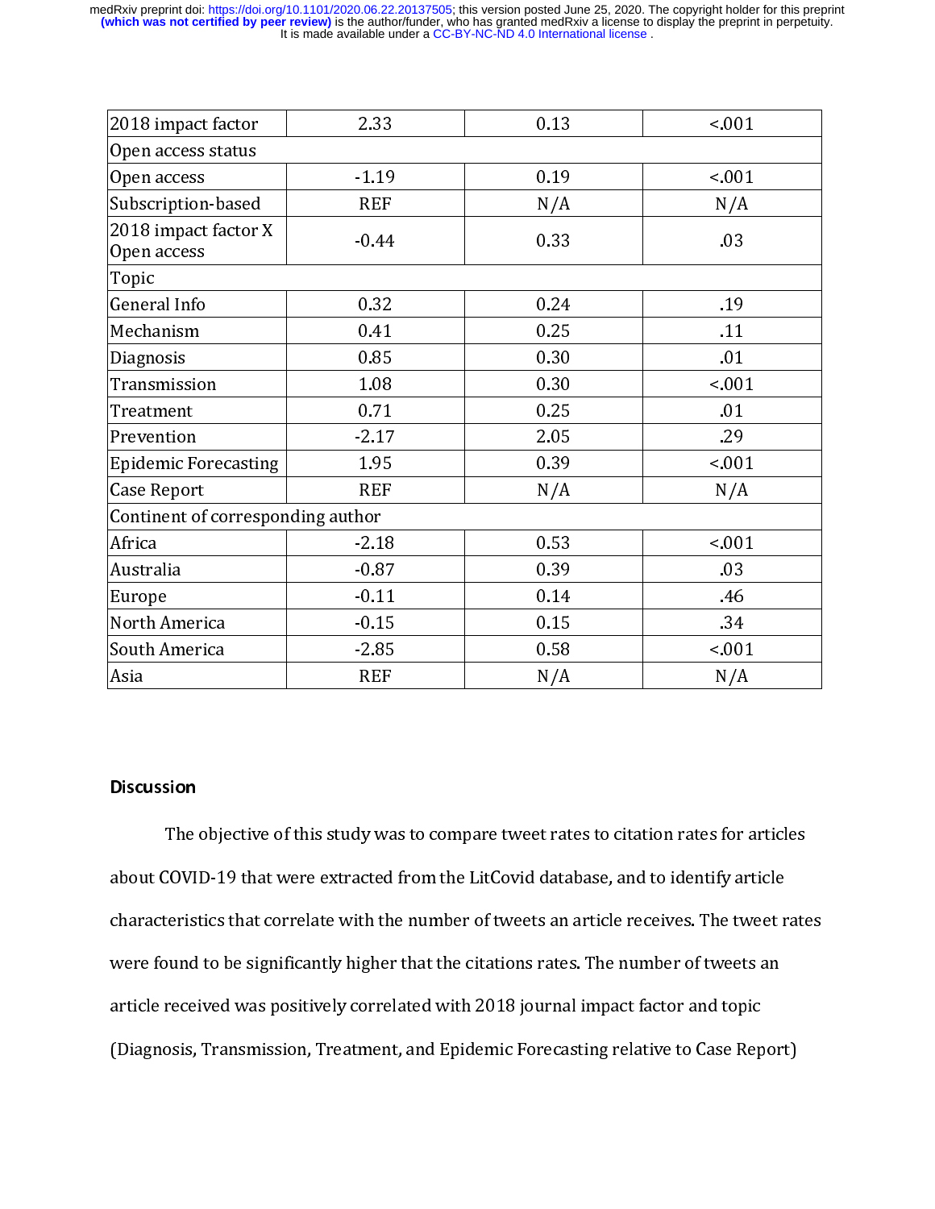| | | | |
|---|---|---|---|
| 2018 impact factor | 2.33 | 0.13 | <.001 |
| Open access status | | | |
| Open access | -1.19 | 0.19 | <.001 |
| Subscription-based | REF | N/A | N/A |
| 2018 impact factor X Open access | -0.44 | 0.33 | .03 |
| Topic | | | |
| General Info | 0.32 | 0.24 | .19 |
| Mechanism | 0.41 | 0.25 | .11 |
| Diagnosis | 0.85 | 0.30 | .01 |
| Transmission | 1.08 | 0.30 | <.001 |
| Treatment | 0.71 | 0.25 | .01 |
| Prevention | -2.17 | 2.05 | .29 |
| Epidemic Forecasting | 1.95 | 0.39 | <.001 |
| Case Report | REF | N/A | N/A |
| Continent of corresponding author | | | |
| Africa | -2.18 | 0.53 | <.001 |
| Australia | -0.87 | 0.39 | .03 |
| Europe | -0.11 | 0.14 | .46 |
| North America | -0.15 | 0.15 | .34 |
| South America | -2.85 | 0.58 | <.001 |
| Asia | REF | N/A | N/A |

## Discussion

The objective of this study was to compare tweet rates to citation rates for articles about COVID-19 that were extracted from the LitCovid database, and to identify article characteristics that correlate with the number of tweets an article receives. The tweet rates were found to be significantly higher that the citations rates. The number of tweets an article received was positively correlated with 2018 journal impact factor and topic (Diagnosis, Transmission, Treatment, and Epidemic Forecasting relative to Case Report)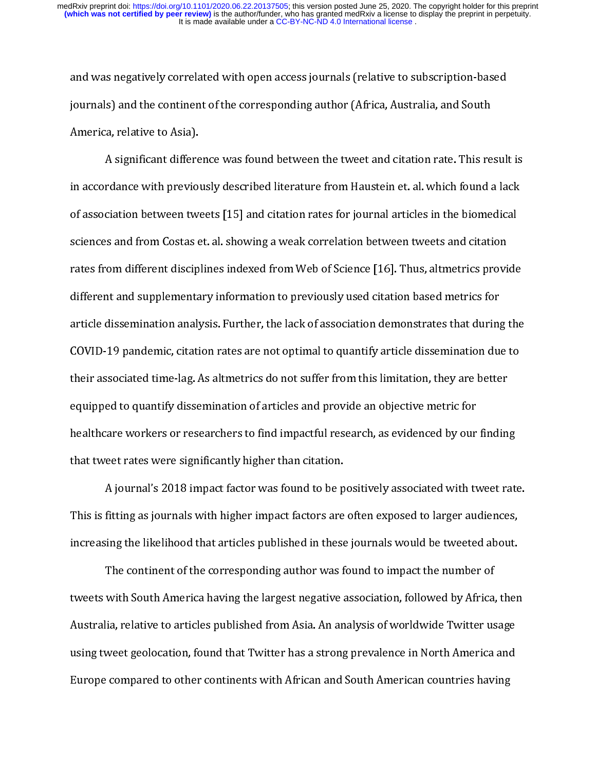and was negatively correlated with open access journals (relative to subscription-based journals) and the continent of the corresponding author (Africa, Australia, and South America, relative to Asia).

A significant difference was found between the tweet and citation rate. This result is in accordance with previously described literature from Haustein et. al. which found a lack of association between tweets [15] and citation rates for journal articles in the biomedical sciences and from Costas et. al. showing a weak correlation between tweets and citation rates from different disciplines indexed from Web of Science [16]. Thus, altmetrics provide different and supplementary information to previously used citation based metrics for article dissemination analysis. Further, the lack of association demonstrates that during the COVID-19 pandemic, citation rates are not optimal to quantify article dissemination due to their associated time-lag. As altmetrics do not suffer from this limitation, they are better equipped to quantify dissemination of articles and provide an objective metric for healthcare workers or researchers to find impactful research, as evidenced by our finding that tweet rates were significantly higher than citation.

A journal's 2018 impact factor was found to be positively associated with tweet rate. This is fitting as journals with higher impact factors are often exposed to larger audiences, increasing the likelihood that articles published in these journals would be tweeted about.

The continent of the corresponding author was found to impact the number of tweets with South America having the largest negative association, followed by Africa, then Australia, relative to articles published from Asia. An analysis of worldwide Twitter usage using tweet geolocation, found that Twitter has a strong prevalence in North America and Europe compared to other continents with African and South American countries having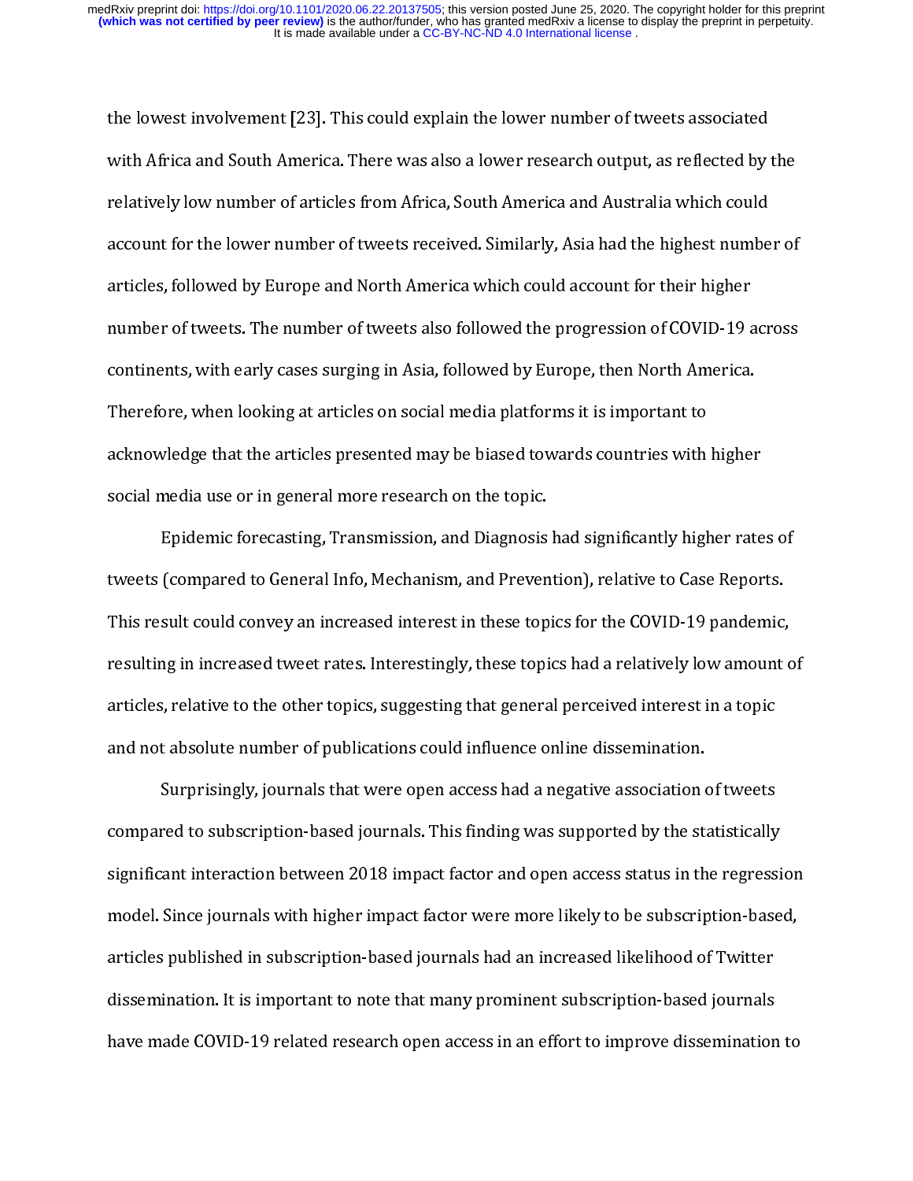the lowest involvement [23]. This could explain the lower number of tweets associated with Africa and South America. There was also a lower research output, as reflected by the relatively low number of articles from Africa, South America and Australia which could account for the lower number of tweets received. Similarly, Asia had the highest number of articles, followed by Europe and North America which could account for their higher number of tweets. The number of tweets also followed the progression of COVID-19 across continents, with early cases surging in Asia, followed by Europe, then North America. Therefore, when looking at articles on social media platforms it is important to acknowledge that the articles presented may be biased towards countries with higher social media use or in general more research on the topic.

Epidemic forecasting, Transmission, and Diagnosis had significantly higher rates of tweets (compared to General Info, Mechanism, and Prevention), relative to Case Reports. This result could convey an increased interest in these topics for the COVID-19 pandemic, resulting in increased tweet rates. Interestingly, these topics had a relatively low amount of articles, relative to the other topics, suggesting that general perceived interest in a topic and not absolute number of publications could influence online dissemination.

Surprisingly, journals that were open access had a negative association of tweets compared to subscription-based journals. This finding was supported by the statistically significant interaction between 2018 impact factor and open access status in the regression model. Since journals with higher impact factor were more likely to be subscription-based, articles published in subscription-based journals had an increased likelihood of Twitter dissemination. It is important to note that many prominent subscription-based journals have made COVID-19 related research open access in an effort to improve dissemination to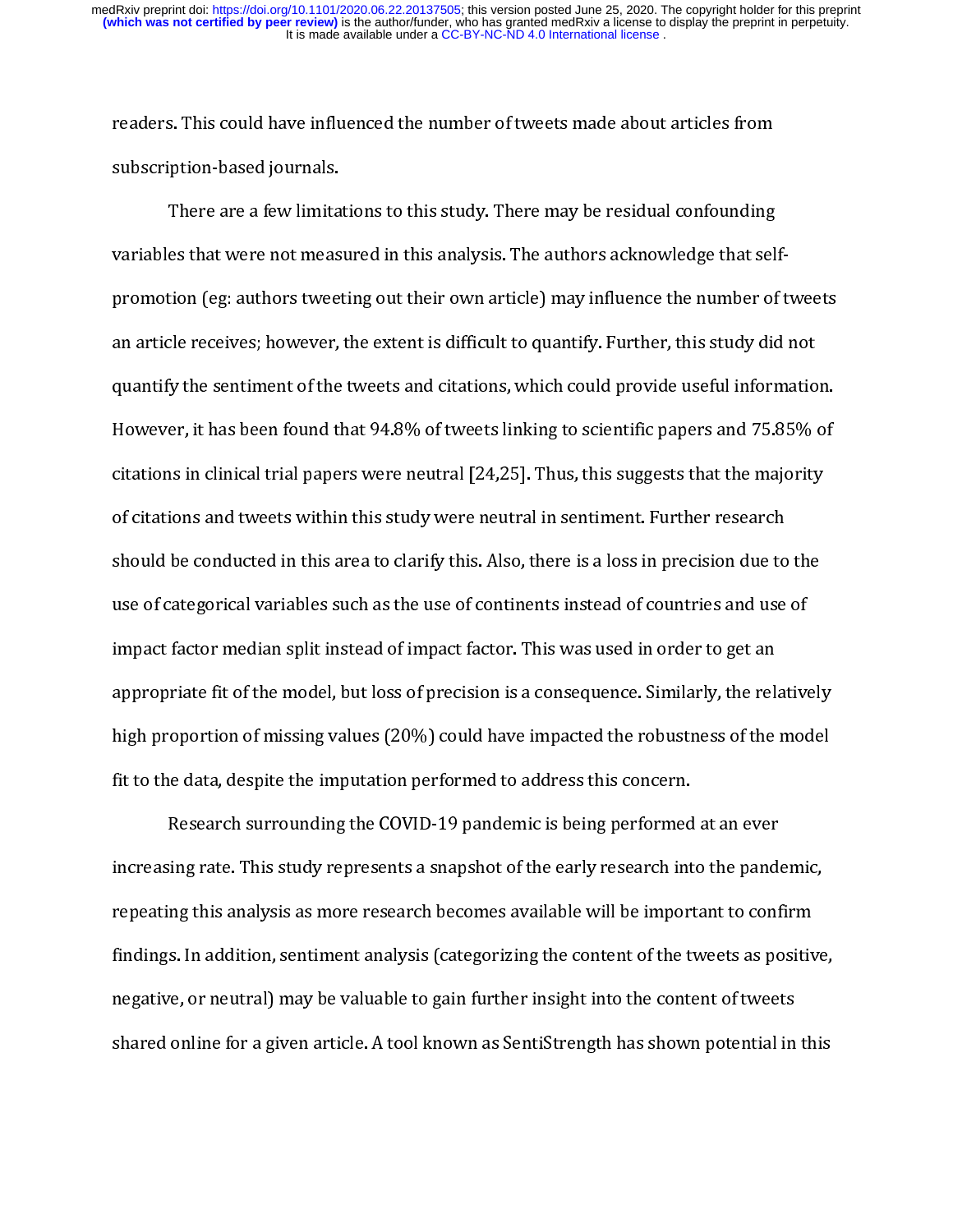readers. This could have influenced the number of tweets made about articles from subscription-based journals.

There are a few limitations to this study. There may be residual confounding variables that were not measured in this analysis. The authors acknowledge that self-promotion (eg: authors tweeting out their own article) may influence the number of tweets an article receives; however, the extent is difficult to quantify. Further, this study did not quantify the sentiment of the tweets and citations, which could provide useful information. However, it has been found that 94.8% of tweets linking to scientific papers and 75.85% of citations in clinical trial papers were neutral [24,25]. Thus, this suggests that the majority of citations and tweets within this study were neutral in sentiment. Further research should be conducted in this area to clarify this. Also, there is a loss in precision due to the use of categorical variables such as the use of continents instead of countries and use of impact factor median split instead of impact factor. This was used in order to get an appropriate fit of the model, but loss of precision is a consequence. Similarly, the relatively high proportion of missing values (20%) could have impacted the robustness of the model fit to the data, despite the imputation performed to address this concern.

Research surrounding the COVID-19 pandemic is being performed at an ever increasing rate. This study represents a snapshot of the early research into the pandemic, repeating this analysis as more research becomes available will be important to confirm findings. In addition, sentiment analysis (categorizing the content of the tweets as positive, negative, or neutral) may be valuable to gain further insight into the content of tweets shared online for a given article. A tool known as SentiStrength has shown potential in this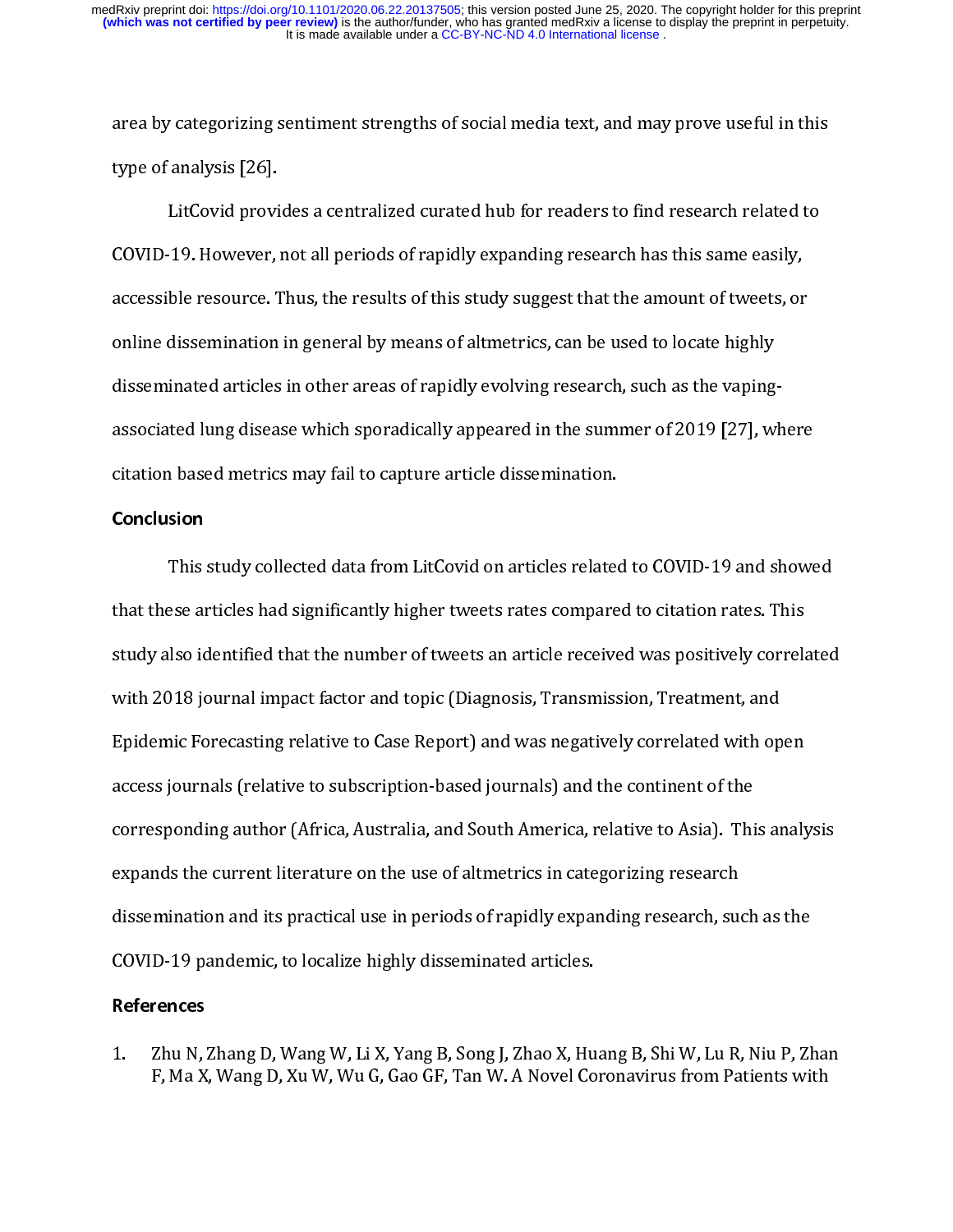area by categorizing sentiment strengths of social media text, and may prove useful in this type of analysis [26].

LitCovid provides a centralized curated hub for readers to find research related to COVID-19. However, not all periods of rapidly expanding research has this same easily, accessible resource. Thus, the results of this study suggest that the amount of tweets, or online dissemination in general by means of altmetrics, can be used to locate highly disseminated articles in other areas of rapidly evolving research, such as the vaping-associated lung disease which sporadically appeared in the summer of 2019 [27], where citation based metrics may fail to capture article dissemination.

## Conclusion

This study collected data from LitCovid on articles related to COVID-19 and showed that these articles had significantly higher tweets rates compared to citation rates. This study also identified that the number of tweets an article received was positively correlated with 2018 journal impact factor and topic (Diagnosis, Transmission, Treatment, and Epidemic Forecasting relative to Case Report) and was negatively correlated with open access journals (relative to subscription-based journals) and the continent of the corresponding author (Africa, Australia, and South America, relative to Asia). This analysis expands the current literature on the use of altmetrics in categorizing research dissemination and its practical use in periods of rapidly expanding research, such as the COVID-19 pandemic, to localize highly disseminated articles.

## References

1. Zhu N, Zhang D, Wang W, Li X, Yang B, Song J, Zhao X, Huang B, Shi W, Lu R, Niu P, Zhan F, Ma X, Wang D, Xu W, Wu G, Gao GF, Tan W. A Novel Coronavirus from Patients with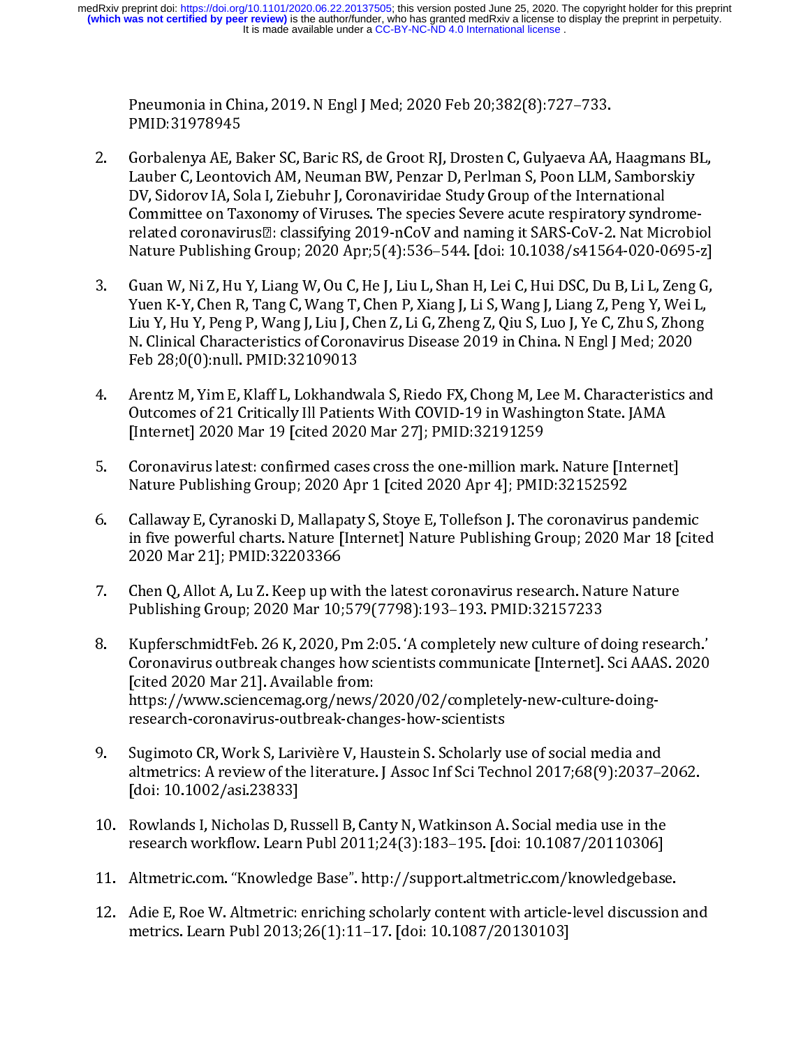Pneumonia in China, 2019. N Engl J Med; 2020 Feb 20;382(8):727–733. PMID:31978945

2. Gorbalenya AE, Baker SC, Baric RS, de Groot RJ, Drosten C, Gulyaeva AA, Haagmans BL, Lauber C, Leontovich AM, Neuman BW, Penzar D, Perlman S, Poon LLM, Samborskiy DV, Sidorov IA, Sola I, Ziebuhr J, Coronaviridae Study Group of the International Committee on Taxonomy of Viruses. The species Severe acute respiratory syndrome-related coronavirus�: classifying 2019-nCoV and naming it SARS-CoV-2. Nat Microbiol Nature Publishing Group; 2020 Apr;5(4):536–544. [doi: 10.1038/s41564-020-0695-z]

3. Guan W, Ni Z, Hu Y, Liang W, Ou C, He J, Liu L, Shan H, Lei C, Hui DSC, Du B, Li L, Zeng G, Yuen K-Y, Chen R, Tang C, Wang T, Chen P, Xiang J, Li S, Wang J, Liang Z, Peng Y, Wei L, Liu Y, Hu Y, Peng P, Wang J, Liu J, Chen Z, Li G, Zheng Z, Qiu S, Luo J, Ye C, Zhu S, Zhong N. Clinical Characteristics of Coronavirus Disease 2019 in China. N Engl J Med; 2020 Feb 28;0(0):null. PMID:32109013

4. Arentz M, Yim E, Klaff L, Lokhandwala S, Riedo FX, Chong M, Lee M. Characteristics and Outcomes of 21 Critically Ill Patients With COVID-19 in Washington State. JAMA [Internet] 2020 Mar 19 [cited 2020 Mar 27]; PMID:32191259

5. Coronavirus latest: confirmed cases cross the one-million mark. Nature [Internet] Nature Publishing Group; 2020 Apr 1 [cited 2020 Apr 4]; PMID:32152592

6. Callaway E, Cyranoski D, Mallapaty S, Stoye E, Tollefson J. The coronavirus pandemic in five powerful charts. Nature [Internet] Nature Publishing Group; 2020 Mar 18 [cited 2020 Mar 21]; PMID:32203366

7. Chen Q, Allot A, Lu Z. Keep up with the latest coronavirus research. Nature Nature Publishing Group; 2020 Mar 10;579(7798):193–193. PMID:32157233

8. KupferschmidtFeb. 26 K, 2020, Pm 2:05. 'A completely new culture of doing research.' Coronavirus outbreak changes how scientists communicate [Internet]. Sci AAAS. 2020 [cited 2020 Mar 21]. Available from: https://www.sciencemag.org/news/2020/02/completely-new-culture-doing-research-coronavirus-outbreak-changes-how-scientists

9. Sugimoto CR, Work S, Larivière V, Haustein S. Scholarly use of social media and altmetrics: A review of the literature. J Assoc Inf Sci Technol 2017;68(9):2037–2062. [doi: 10.1002/asi.23833]

10. Rowlands I, Nicholas D, Russell B, Canty N, Watkinson A. Social media use in the research workflow. Learn Publ 2011;24(3):183–195. [doi: 10.1087/20110306]

11. Altmetric.com. "Knowledge Base". http://support.altmetric.com/knowledgebase.

12. Adie E, Roe W. Altmetric: enriching scholarly content with article-level discussion and metrics. Learn Publ 2013;26(1):11–17. [doi: 10.1087/20130103]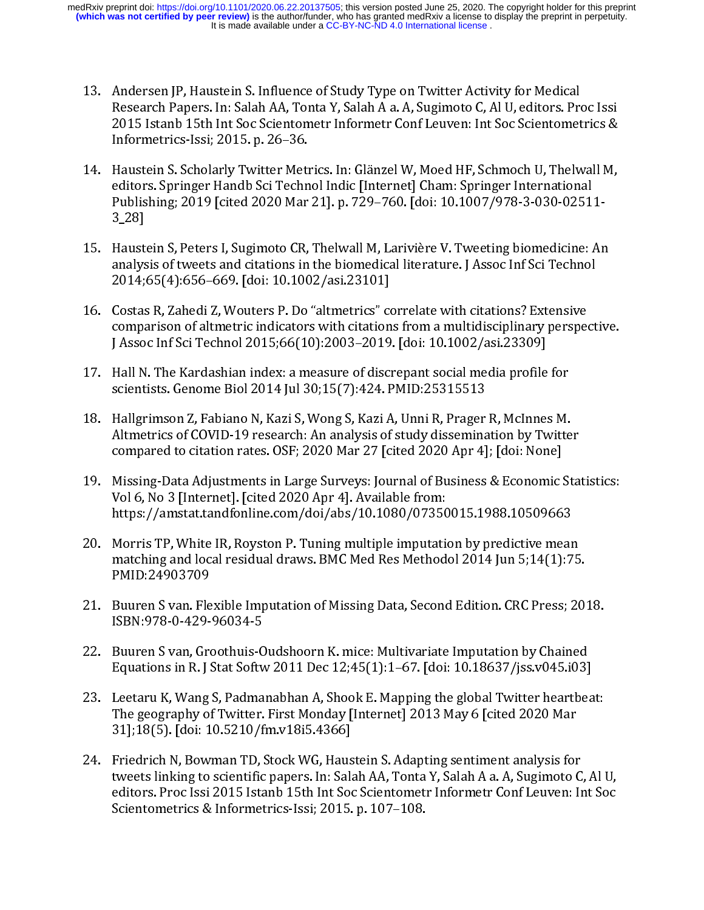13. Andersen JP, Haustein S. Influence of Study Type on Twitter Activity for Medical Research Papers. In: Salah AA, Tonta Y, Salah A a. A, Sugimoto C, Al U, editors. Proc Issi 2015 Istanb 15th Int Soc Scientometr Informetr Conf Leuven: Int Soc Scientometrics & Informetrics-Issi; 2015. p. 26–36.

14. Haustein S. Scholarly Twitter Metrics. In: Glänzel W, Moed HF, Schmoch U, Thelwall M, editors. Springer Handb Sci Technol Indic [Internet] Cham: Springer International Publishing; 2019 [cited 2020 Mar 21]. p. 729–760. [doi: 10.1007/978-3-030-02511-3_28]

15. Haustein S, Peters I, Sugimoto CR, Thelwall M, Larivière V. Tweeting biomedicine: An analysis of tweets and citations in the biomedical literature. J Assoc Inf Sci Technol 2014;65(4):656–669. [doi: 10.1002/asi.23101]

16. Costas R, Zahedi Z, Wouters P. Do "altmetrics" correlate with citations? Extensive comparison of altmetric indicators with citations from a multidisciplinary perspective. J Assoc Inf Sci Technol 2015;66(10):2003–2019. [doi: 10.1002/asi.23309]

17. Hall N. The Kardashian index: a measure of discrepant social media profile for scientists. Genome Biol 2014 Jul 30;15(7):424. PMID:25315513

18. Hallgrimson Z, Fabiano N, Kazi S, Wong S, Kazi A, Unni R, Prager R, McInnes M. Altmetrics of COVID-19 research: An analysis of study dissemination by Twitter compared to citation rates. OSF; 2020 Mar 27 [cited 2020 Apr 4]; [doi: None]

19. Missing-Data Adjustments in Large Surveys: Journal of Business & Economic Statistics: Vol 6, No 3 [Internet]. [cited 2020 Apr 4]. Available from: https://amstat.tandfonline.com/doi/abs/10.1080/07350015.1988.10509663

20. Morris TP, White IR, Royston P. Tuning multiple imputation by predictive mean matching and local residual draws. BMC Med Res Methodol 2014 Jun 5;14(1):75. PMID:24903709

21. Buuren S van. Flexible Imputation of Missing Data, Second Edition. CRC Press; 2018. ISBN:978-0-429-96034-5

22. Buuren S van, Groothuis-Oudshoorn K. mice: Multivariate Imputation by Chained Equations in R. J Stat Softw 2011 Dec 12;45(1):1–67. [doi: 10.18637/jss.v045.i03]

23. Leetaru K, Wang S, Padmanabhan A, Shook E. Mapping the global Twitter heartbeat: The geography of Twitter. First Monday [Internet] 2013 May 6 [cited 2020 Mar 31];18(5). [doi: 10.5210/fm.v18i5.4366]

24. Friedrich N, Bowman TD, Stock WG, Haustein S. Adapting sentiment analysis for tweets linking to scientific papers. In: Salah AA, Tonta Y, Salah A a. A, Sugimoto C, Al U, editors. Proc Issi 2015 Istanb 15th Int Soc Scientometr Informetr Conf Leuven: Int Soc Scientometrics & Informetrics-Issi; 2015. p. 107–108.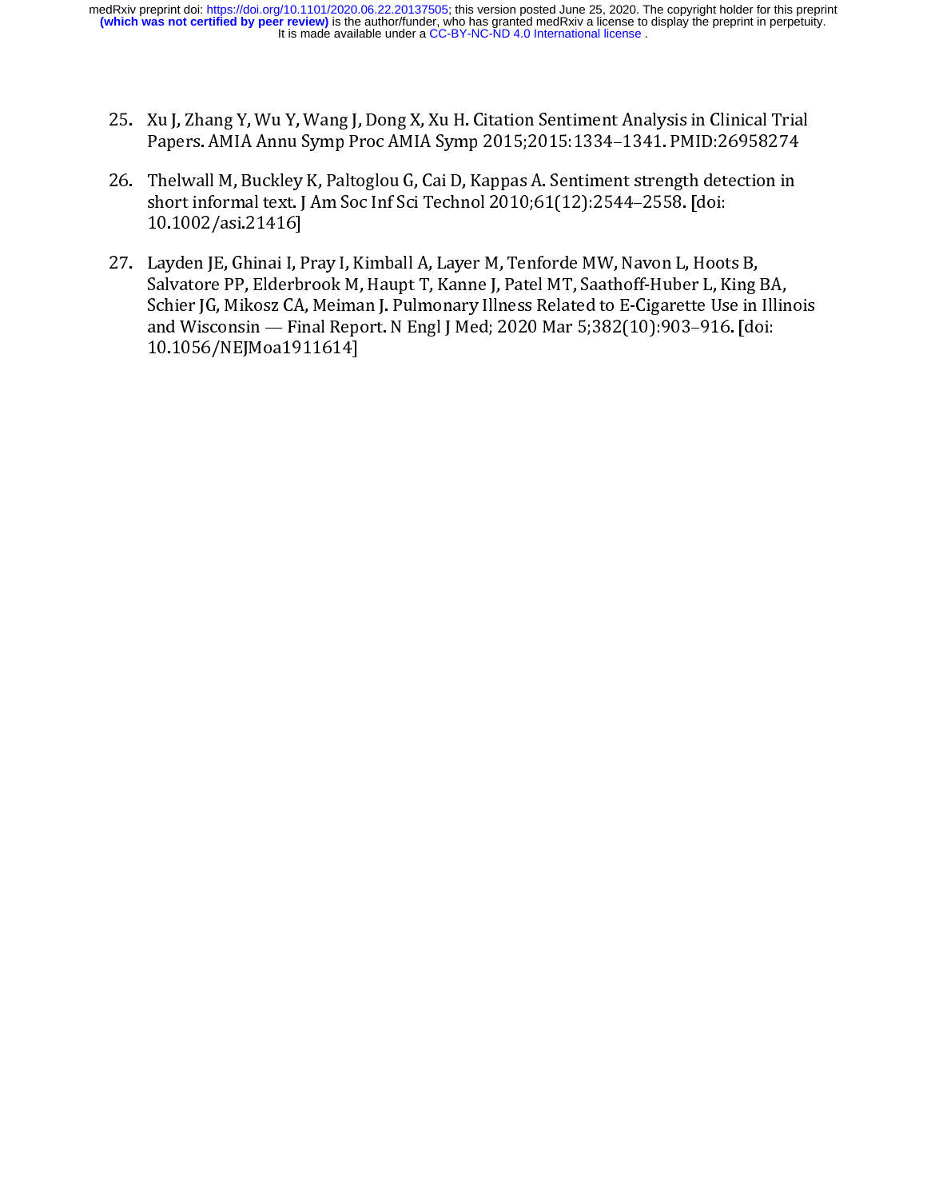25. Xu J, Zhang Y, Wu Y, Wang J, Dong X, Xu H. Citation Sentiment Analysis in Clinical Trial Papers. AMIA Annu Symp Proc AMIA Symp 2015;2015:1334–1341. PMID:26958274

26. Thelwall M, Buckley K, Paltoglou G, Cai D, Kappas A. Sentiment strength detection in short informal text. J Am Soc Inf Sci Technol 2010;61(12):2544–2558. [doi: 10.1002/asi.21416]

27. Layden JE, Ghinai I, Pray I, Kimball A, Layer M, Tenforde MW, Navon L, Hoots B, Salvatore PP, Elderbrook M, Haupt T, Kanne J, Patel MT, Saathoff-Huber L, King BA, Schier JG, Mikosz CA, Meiman J. Pulmonary Illness Related to E-Cigarette Use in Illinois and Wisconsin — Final Report. N Engl J Med; 2020 Mar 5;382(10):903–916. [doi: 10.1056/NEJMoa1911614]